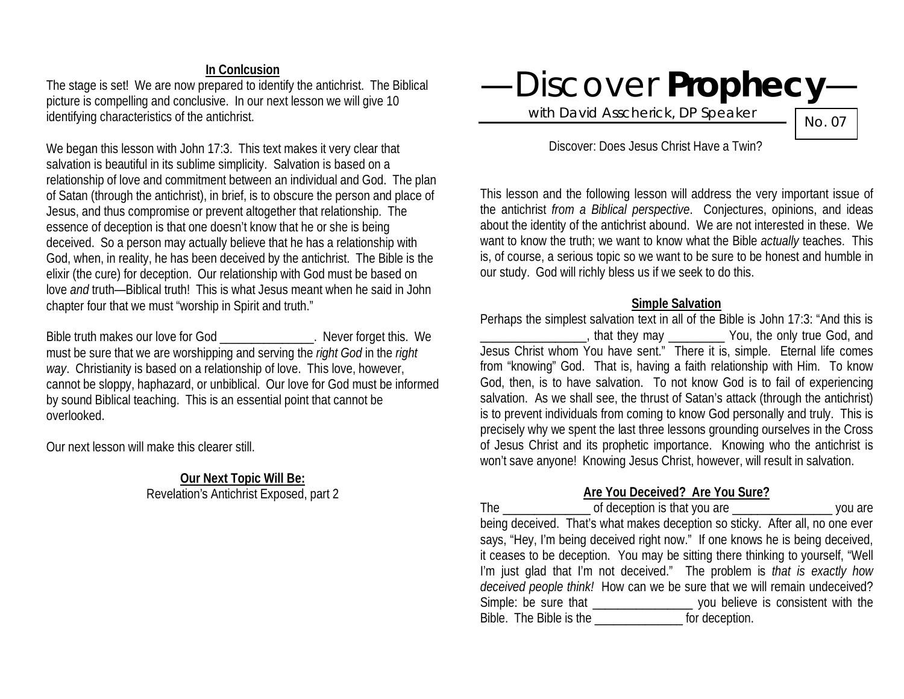**In Conlcusion**

The stage is set! We are now prepared to identify the antichrist. The Biblical picture is compelling and conclusive. In our next lesson we will give 10 identifying characteristics of the antichrist.

We began this lesson with John 17:3. This text makes it very clear that salvation is beautiful in its sublime simplicity. Salvation is based on a relationship of love and commitment between an individual and God. The plan of Satan (through the antichrist), in brief, is to obscure the person and place of Jesus, and thus compromise or prevent altogether that relationship. The essence of deception is that one doesn't know that he or she is being deceived. So a person may actually believe that he has a relationship with God, when, in reality, he has been deceived by the antichrist. The Bible is the elixir (the cure) for deception. Our relationship with God must be based on love *and* truth—Biblical truth! This is what Jesus meant when he said in John chapter four that we must "worship in Spirit and truth."

Bible truth makes our love for God _______________. Never forget this. We must be sure that we are worshipping and serving the *right God* in the *right way*. Christianity is based on a relationship of love. This love, however, cannot be sloppy, haphazard, or unbiblical. Our love for God must be informed by sound Biblical teaching. This is an essential point that cannot be overlooked.

Our next lesson will make this clearer still.

**Our Next Topic Will Be:**
Revelation's Antichrist Exposed, part 2

# —Discover **Prophecy**—

*with David Asscherick, DP Speaker*

No. 07

Discover: Does Jesus Christ Have a Twin?

This lesson and the following lesson will address the very important issue of the antichrist *from a Biblical perspective*. Conjectures, opinions, and ideas about the identity of the antichrist abound. We are not interested in these. We want to know the truth; we want to know what the Bible *actually* teaches. This is, of course, a serious topic so we want to be sure to be honest and humble in our study. God will richly bless us if we seek to do this.

**Simple Salvation**

Perhaps the simplest salvation text in all of the Bible is John 17:3: "And this is _________________, that they may _________ You, the only true God, and Jesus Christ whom You have sent." There it is, simple. Eternal life comes from "knowing" God. That is, having a faith relationship with Him. To know God, then, is to have salvation. To not know God is to fail of experiencing salvation. As we shall see, the thrust of Satan's attack (through the antichrist) is to prevent individuals from coming to know God personally and truly. This is precisely why we spent the last three lessons grounding ourselves in the Cross of Jesus Christ and its prophetic importance. Knowing who the antichrist is won't save anyone! Knowing Jesus Christ, however, will result in salvation.

**Are You Deceived? Are You Sure?**

The ______________ of deception is that you are ________________ you are being deceived. That's what makes deception so sticky. After all, no one ever says, "Hey, I'm being deceived right now." If one knows he is being deceived, it ceases to be deception. You may be sitting there thinking to yourself, "Well I'm just glad that I'm not deceived." The problem is *that is exactly how deceived people think!* How can we be sure that we will remain undeceived? Simple: be sure that ________________ you believe is consistent with the Bible. The Bible is the ______________ for deception.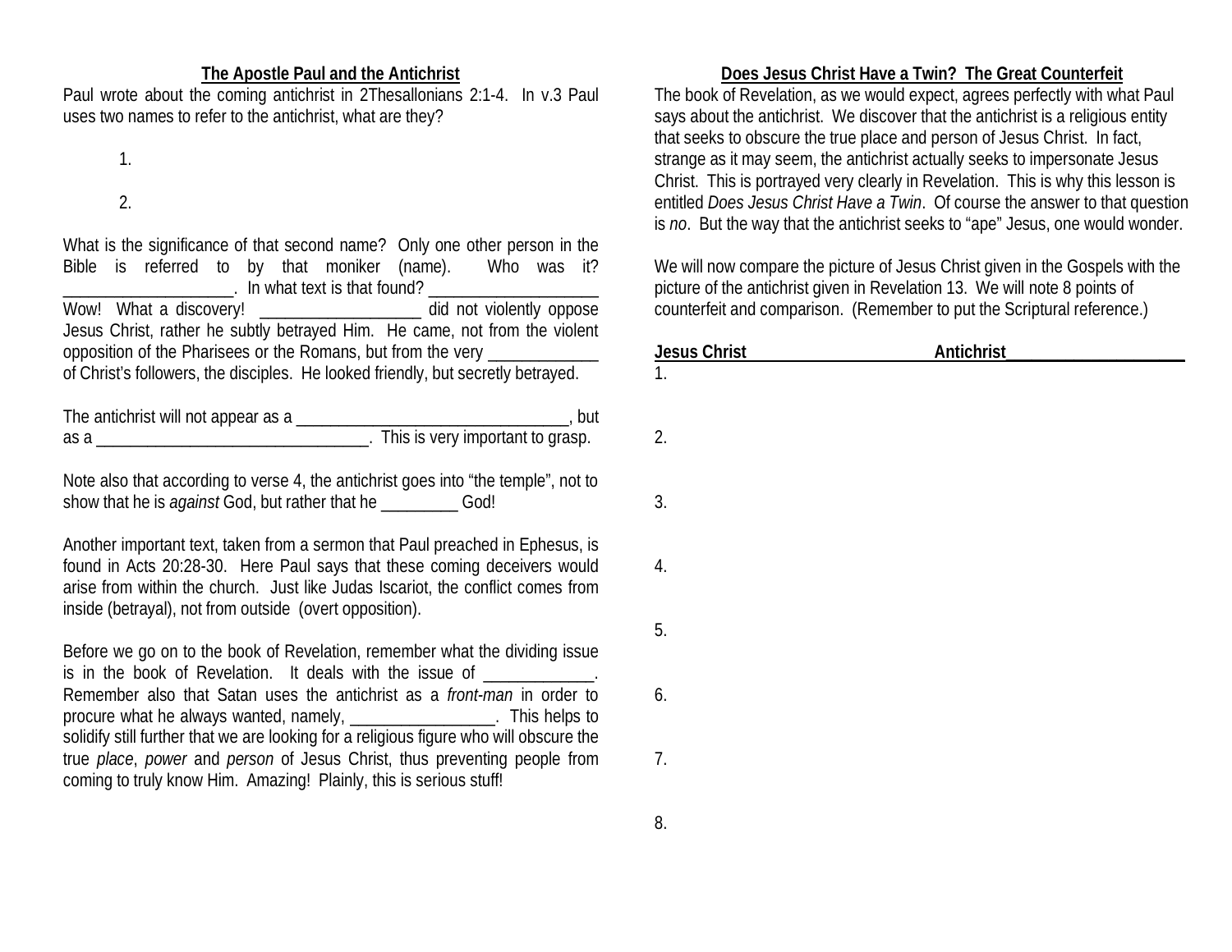## The Apostle Paul and the Antichrist

Paul wrote about the coming antichrist in 2Thesallonians 2:1-4. In v.3 Paul uses two names to refer to the antichrist, what are they?

1.

2.

What is the significance of that second name? Only one other person in the Bible is referred to by that moniker (name). Who was it? ____________________. In what text is that found? ____________________ Wow! What a discovery! ___________________ did not violently oppose Jesus Christ, rather he subtly betrayed Him. He came, not from the violent opposition of the Pharisees or the Romans, but from the very _____________ of Christ's followers, the disciples. He looked friendly, but secretly betrayed.

The antichrist will not appear as a ________________________________, but as a ________________________________. This is very important to grasp.

Note also that according to verse 4, the antichrist goes into "the temple", not to show that he is *against* God, but rather that he _________ God!

Another important text, taken from a sermon that Paul preached in Ephesus, is found in Acts 20:28-30. Here Paul says that these coming deceivers would arise from within the church. Just like Judas Iscariot, the conflict comes from inside (betrayal), not from outside (overt opposition).

Before we go on to the book of Revelation, remember what the dividing issue is in the book of Revelation. It deals with the issue of _____________. Remember also that Satan uses the antichrist as a *front-man* in order to procure what he always wanted, namely, _________________. This helps to solidify still further that we are looking for a religious figure who will obscure the true *place*, *power* and *person* of Jesus Christ, thus preventing people from coming to truly know Him. Amazing! Plainly, this is serious stuff!

## Does Jesus Christ Have a Twin? The Great Counterfeit

The book of Revelation, as we would expect, agrees perfectly with what Paul says about the antichrist. We discover that the antichrist is a religious entity that seeks to obscure the true place and person of Jesus Christ. In fact, strange as it may seem, the antichrist actually seeks to impersonate Jesus Christ. This is portrayed very clearly in Revelation. This is why this lesson is entitled *Does Jesus Christ Have a Twin*. Of course the answer to that question is *no*. But the way that the antichrist seeks to "ape" Jesus, one would wonder.

We will now compare the picture of Jesus Christ given in the Gospels with the picture of the antichrist given in Revelation 13. We will note 8 points of counterfeit and comparison. (Remember to put the Scriptural reference.)

| Jesus Christ | Antichrist |
|---|---|
| 1. | |
| 2. | |
| 3. | |
| 4. | |
| 5. | |
| 6. | |
| 7. | |
| 8. | |